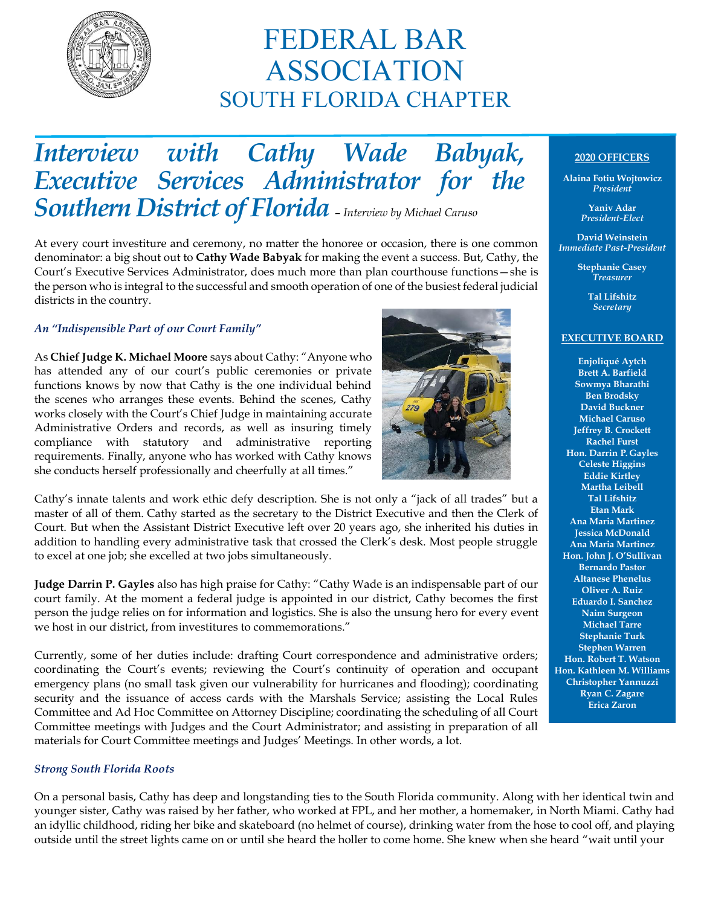# FEDERAL BAR ASSOCIATION
## SOUTH FLORIDA CHAPTER

# *Interview with Cathy Wade Babyak, Executive Services Administrator for the Southern District of Florida* – *Interview by Michael Caruso*

At every court investiture and ceremony, no matter the honoree or occasion, there is one common denominator: a big shout out to **Cathy Wade Babyak** for making the event a success. But, Cathy, the Court's Executive Services Administrator, does much more than plan courthouse functions—she is the person who is integral to the successful and smooth operation of one of the busiest federal judicial districts in the country.

### *An "Indispensible Part of our Court Family"*

As **Chief Judge K. Michael Moore** says about Cathy: "Anyone who has attended any of our court's public ceremonies or private functions knows by now that Cathy is the one individual behind the scenes who arranges these events. Behind the scenes, Cathy works closely with the Court's Chief Judge in maintaining accurate Administrative Orders and records, as well as insuring timely compliance with statutory and administrative reporting requirements. Finally, anyone who has worked with Cathy knows she conducts herself professionally and cheerfully at all times."

Cathy's innate talents and work ethic defy description. She is not only a "jack of all trades" but a master of all of them. Cathy started as the secretary to the District Executive and then the Clerk of Court. But when the Assistant District Executive left over 20 years ago, she inherited his duties in addition to handling every administrative task that crossed the Clerk's desk. Most people struggle to excel at one job; she excelled at two jobs simultaneously.

**Judge Darrin P. Gayles** also has high praise for Cathy: "Cathy Wade is an indispensable part of our court family. At the moment a federal judge is appointed in our district, Cathy becomes the first person the judge relies on for information and logistics. She is also the unsung hero for every event we host in our district, from investitures to commemorations."

Currently, some of her duties include: drafting Court correspondence and administrative orders; coordinating the Court's events; reviewing the Court's continuity of operation and occupant emergency plans (no small task given our vulnerability for hurricanes and flooding); coordinating security and the issuance of access cards with the Marshals Service; assisting the Local Rules Committee and Ad Hoc Committee on Attorney Discipline; coordinating the scheduling of all Court Committee meetings with Judges and the Court Administrator; and assisting in preparation of all materials for Court Committee meetings and Judges' Meetings. In other words, a lot.

### *Strong South Florida Roots*

On a personal basis, Cathy has deep and longstanding ties to the South Florida community. Along with her identical twin and younger sister, Cathy was raised by her father, who worked at FPL, and her mother, a homemaker, in North Miami. Cathy had an idyllic childhood, riding her bike and skateboard (no helmet of course), drinking water from the hose to cool off, and playing outside until the street lights came on or until she heard the holler to come home. She knew when she heard "wait until your

---

**2020 OFFICERS**

**Alaina Fotiu Wojtowicz**
*President*

**Yaniv Adar**
*President-Elect*

**David Weinstein**
*Immediate Past-President*

**Stephanie Casey**
*Treasurer*

**Tal Lifshitz**
*Secretary*

**EXECUTIVE BOARD**

**Enjoliqué Aytch**
**Brett A. Barfield**
**Sowmya Bharathi**
**Ben Brodsky**
**David Buckner**
**Michael Caruso**
**Jeffrey B. Crockett**
**Rachel Furst**
**Hon. Darrin P. Gayles**
**Celeste Higgins**
**Eddie Kirtley**
**Martha Leibell**
**Tal Lifshitz**
**Etan Mark**
**Ana Maria Martinez**
**Jessica McDonald**
**Ana Maria Martinez**
**Hon. John J. O'Sullivan**
**Bernardo Pastor**
**Altanese Phenelus**
**Oliver A. Ruiz**
**Eduardo I. Sanchez**
**Naim Surgeon**
**Michael Tarre**
**Stephanie Turk**
**Stephen Warren**
**Hon. Robert T. Watson**
**Hon. Kathleen M. Williams**
**Christopher Yannuzzi**
**Ryan C. Zagare**
**Erica Zaron**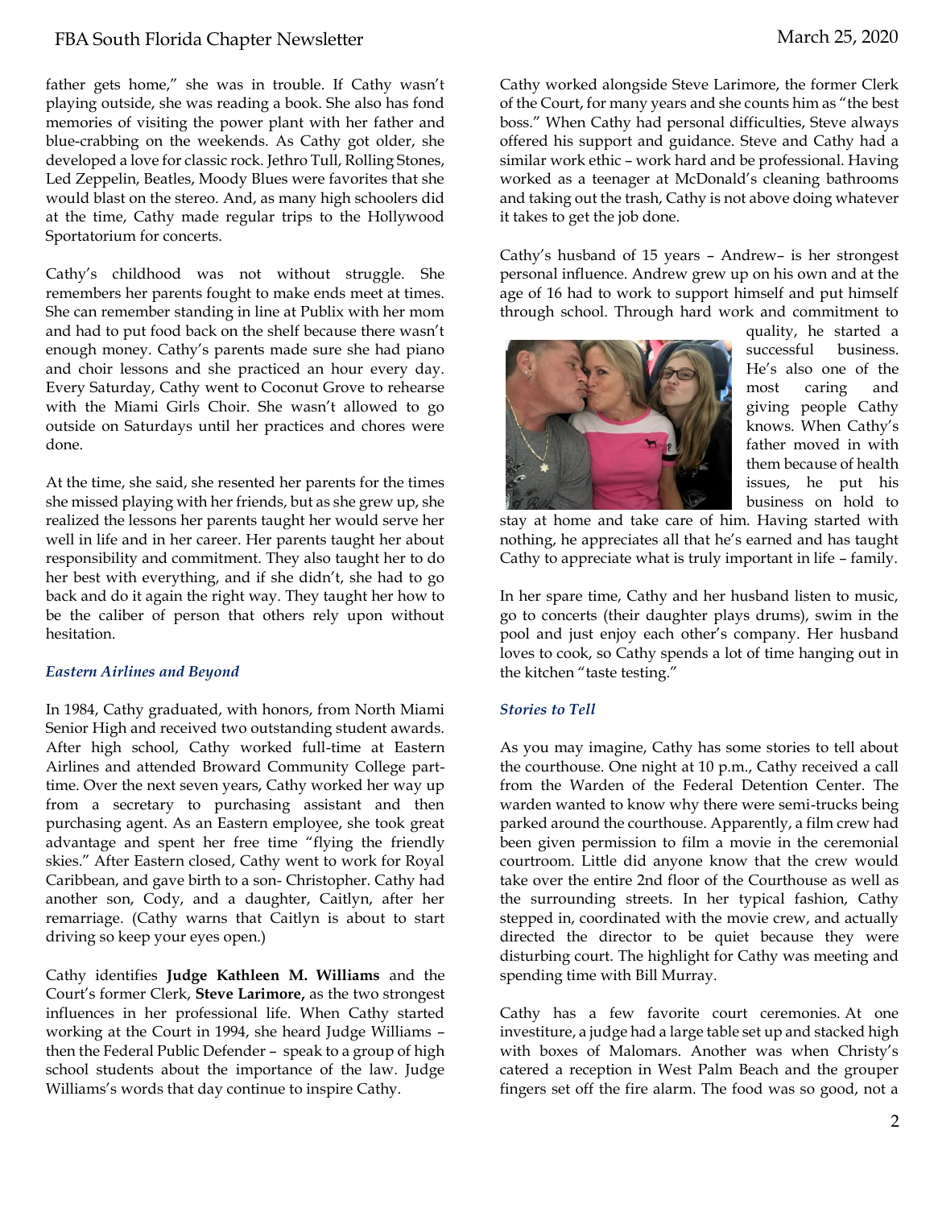father gets home," she was in trouble. If Cathy wasn't playing outside, she was reading a book. She also has fond memories of visiting the power plant with her father and blue-crabbing on the weekends. As Cathy got older, she developed a love for classic rock. Jethro Tull, Rolling Stones, Led Zeppelin, Beatles, Moody Blues were favorites that she would blast on the stereo. And, as many high schoolers did at the time, Cathy made regular trips to the Hollywood Sportatorium for concerts.

Cathy's childhood was not without struggle. She remembers her parents fought to make ends meet at times. She can remember standing in line at Publix with her mom and had to put food back on the shelf because there wasn't enough money. Cathy's parents made sure she had piano and choir lessons and she practiced an hour every day. Every Saturday, Cathy went to Coconut Grove to rehearse with the Miami Girls Choir. She wasn't allowed to go outside on Saturdays until her practices and chores were done.

At the time, she said, she resented her parents for the times she missed playing with her friends, but as she grew up, she realized the lessons her parents taught her would serve her well in life and in her career. Her parents taught her about responsibility and commitment. They also taught her to do her best with everything, and if she didn't, she had to go back and do it again the right way. They taught her how to be the caliber of person that others rely upon without hesitation.

### *Eastern Airlines and Beyond*

In 1984, Cathy graduated, with honors, from North Miami Senior High and received two outstanding student awards. After high school, Cathy worked full-time at Eastern Airlines and attended Broward Community College part-time. Over the next seven years, Cathy worked her way up from a secretary to purchasing assistant and then purchasing agent. As an Eastern employee, she took great advantage and spent her free time "flying the friendly skies." After Eastern closed, Cathy went to work for Royal Caribbean, and gave birth to a son- Christopher. Cathy had another son, Cody, and a daughter, Caitlyn, after her remarriage. (Cathy warns that Caitlyn is about to start driving so keep your eyes open.)

Cathy identifies **Judge Kathleen M. Williams** and the Court's former Clerk, **Steve Larimore,** as the two strongest influences in her professional life. When Cathy started working at the Court in 1994, she heard Judge Williams – then the Federal Public Defender – speak to a group of high school students about the importance of the law. Judge Williams's words that day continue to inspire Cathy.

Cathy worked alongside Steve Larimore, the former Clerk of the Court, for many years and she counts him as "the best boss." When Cathy had personal difficulties, Steve always offered his support and guidance. Steve and Cathy had a similar work ethic – work hard and be professional. Having worked as a teenager at McDonald's cleaning bathrooms and taking out the trash, Cathy is not above doing whatever it takes to get the job done.

Cathy's husband of 15 years – Andrew– is her strongest personal influence. Andrew grew up on his own and at the age of 16 had to work to support himself and put himself through school. Through hard work and commitment to quality, he started a successful business. He's also one of the most caring and giving people Cathy knows. When Cathy's father moved in with them because of health issues, he put his business on hold to stay at home and take care of him. Having started with nothing, he appreciates all that he's earned and has taught Cathy to appreciate what is truly important in life – family.

In her spare time, Cathy and her husband listen to music, go to concerts (their daughter plays drums), swim in the pool and just enjoy each other's company. Her husband loves to cook, so Cathy spends a lot of time hanging out in the kitchen "taste testing."

### *Stories to Tell*

As you may imagine, Cathy has some stories to tell about the courthouse. One night at 10 p.m., Cathy received a call from the Warden of the Federal Detention Center. The warden wanted to know why there were semi-trucks being parked around the courthouse. Apparently, a film crew had been given permission to film a movie in the ceremonial courtroom. Little did anyone know that the crew would take over the entire 2nd floor of the Courthouse as well as the surrounding streets. In her typical fashion, Cathy stepped in, coordinated with the movie crew, and actually directed the director to be quiet because they were disturbing court. The highlight for Cathy was meeting and spending time with Bill Murray.

Cathy has a few favorite court ceremonies. At one investiture, a judge had a large table set up and stacked high with boxes of Malomars. Another was when Christy's catered a reception in West Palm Beach and the grouper fingers set off the fire alarm. The food was so good, not a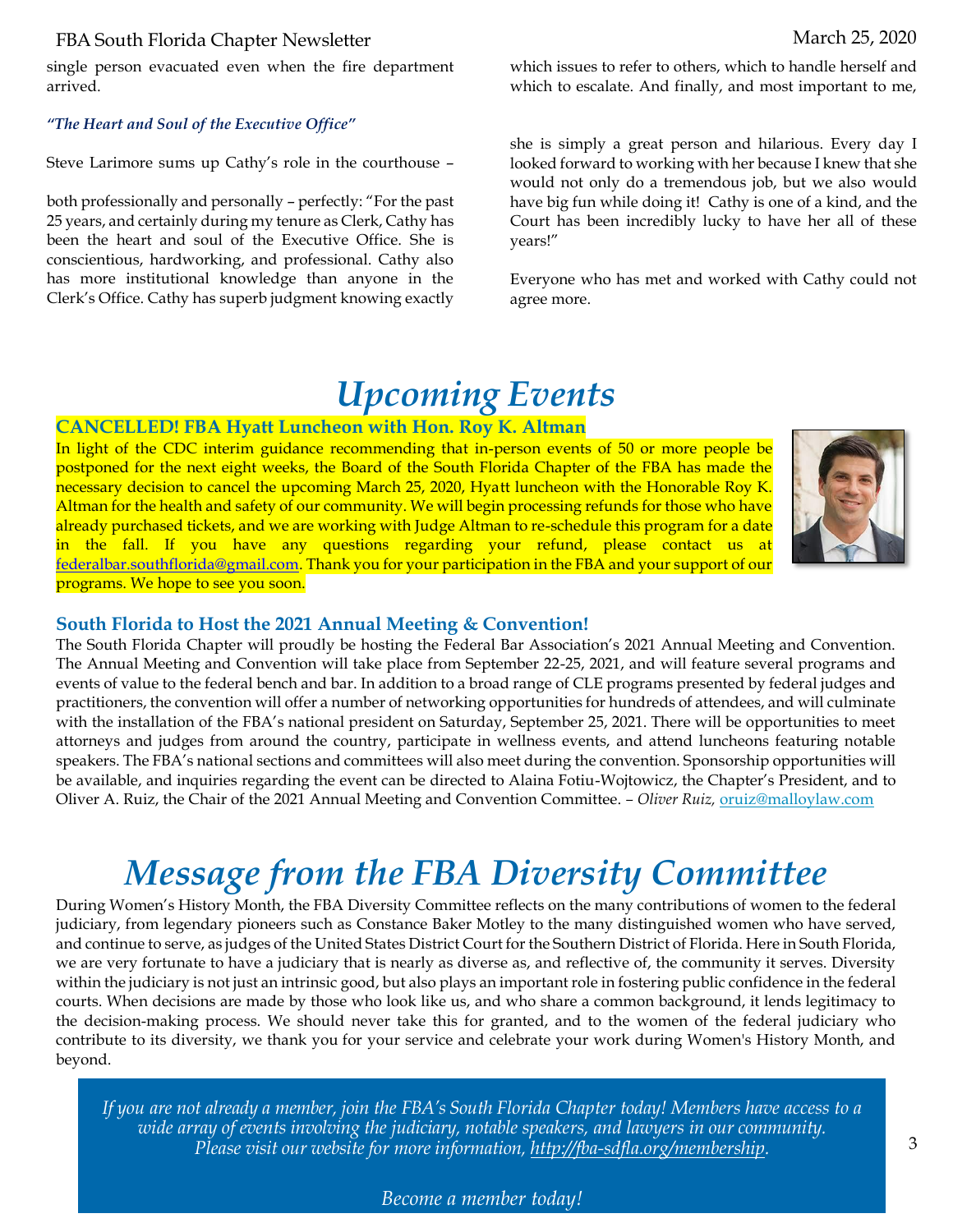single person evacuated even when the fire department arrived.

***"The Heart and Soul of the Executive Office"***

Steve Larimore sums up Cathy's role in the courthouse – both professionally and personally – perfectly: "For the past 25 years, and certainly during my tenure as Clerk, Cathy has been the heart and soul of the Executive Office. She is conscientious, hardworking, and professional. Cathy also has more institutional knowledge than anyone in the Clerk's Office. Cathy has superb judgment knowing exactly which issues to refer to others, which to handle herself and which to escalate. And finally, and most important to me, she is simply a great person and hilarious. Every day I looked forward to working with her because I knew that she would not only do a tremendous job, but we also would have big fun while doing it! Cathy is one of a kind, and the Court has been incredibly lucky to have her all of these years!"

Everyone who has met and worked with Cathy could not agree more.

# *Upcoming Events*

### CANCELLED! FBA Hyatt Luncheon with Hon. Roy K. Altman

In light of the CDC interim guidance recommending that in-person events of 50 or more people be postponed for the next eight weeks, the Board of the South Florida Chapter of the FBA has made the necessary decision to cancel the upcoming March 25, 2020, Hyatt luncheon with the Honorable Roy K. Altman for the health and safety of our community. We will begin processing refunds for those who have already purchased tickets, and we are working with Judge Altman to re-schedule this program for a date in the fall. If you have any questions regarding your refund, please contact us at federalbar.southflorida@gmail.com. Thank you for your participation in the FBA and your support of our programs. We hope to see you soon.

### South Florida to Host the 2021 Annual Meeting & Convention!

The South Florida Chapter will proudly be hosting the Federal Bar Association's 2021 Annual Meeting and Convention. The Annual Meeting and Convention will take place from September 22-25, 2021, and will feature several programs and events of value to the federal bench and bar. In addition to a broad range of CLE programs presented by federal judges and practitioners, the convention will offer a number of networking opportunities for hundreds of attendees, and will culminate with the installation of the FBA's national president on Saturday, September 25, 2021. There will be opportunities to meet attorneys and judges from around the country, participate in wellness events, and attend luncheons featuring notable speakers. The FBA's national sections and committees will also meet during the convention. Sponsorship opportunities will be available, and inquiries regarding the event can be directed to Alaina Fotiu-Wojtowicz, the Chapter's President, and to Oliver A. Ruiz, the Chair of the 2021 Annual Meeting and Convention Committee. – *Oliver Ruiz*, oruiz@malloylaw.com

# *Message from the FBA Diversity Committee*

During Women's History Month, the FBA Diversity Committee reflects on the many contributions of women to the federal judiciary, from legendary pioneers such as Constance Baker Motley to the many distinguished women who have served, and continue to serve, as judges of the United States District Court for the Southern District of Florida. Here in South Florida, we are very fortunate to have a judiciary that is nearly as diverse as, and reflective of, the community it serves. Diversity within the judiciary is not just an intrinsic good, but also plays an important role in fostering public confidence in the federal courts. When decisions are made by those who look like us, and who share a common background, it lends legitimacy to the decision-making process. We should never take this for granted, and to the women of the federal judiciary who contribute to its diversity, we thank you for your service and celebrate your work during Women's History Month, and beyond.

*If you are not already a member, join the FBA's South Florida Chapter today! Members have access to a wide array of events involving the judiciary, notable speakers, and lawyers in our community. Please visit our website for more information, http://fba-sdfla.org/membership.*

*Become a member today!*